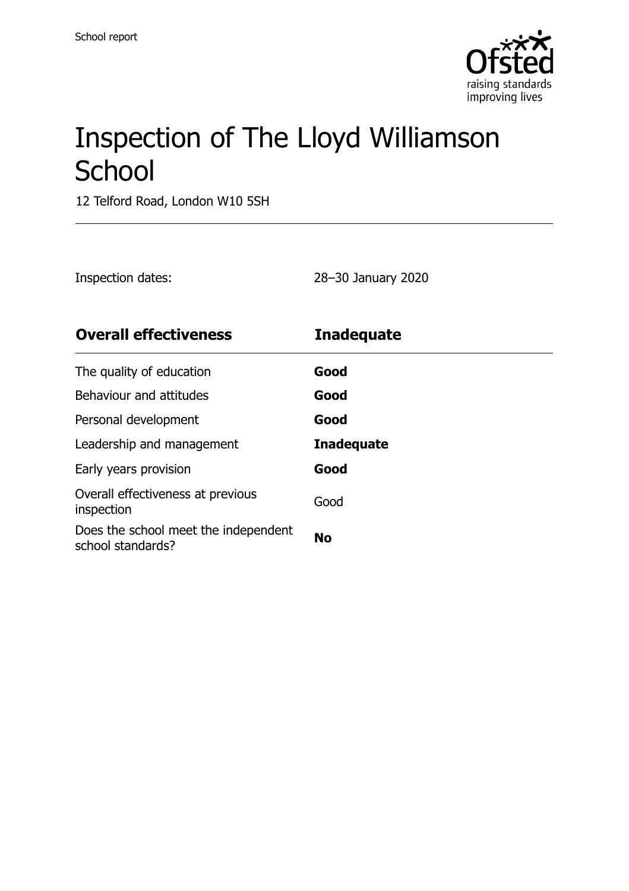School report

# Inspection of The Lloyd Williamson School

12 Telford Road, London W10 5SH

Inspection dates: 28–30 January 2020

| Overall effectiveness | Inadequate |
| --- | --- |
| The quality of education | **Good** |
| Behaviour and attitudes | **Good** |
| Personal development | **Good** |
| Leadership and management | **Inadequate** |
| Early years provision | **Good** |
| Overall effectiveness at previous inspection | Good |
| Does the school meet the independent school standards? | **No** |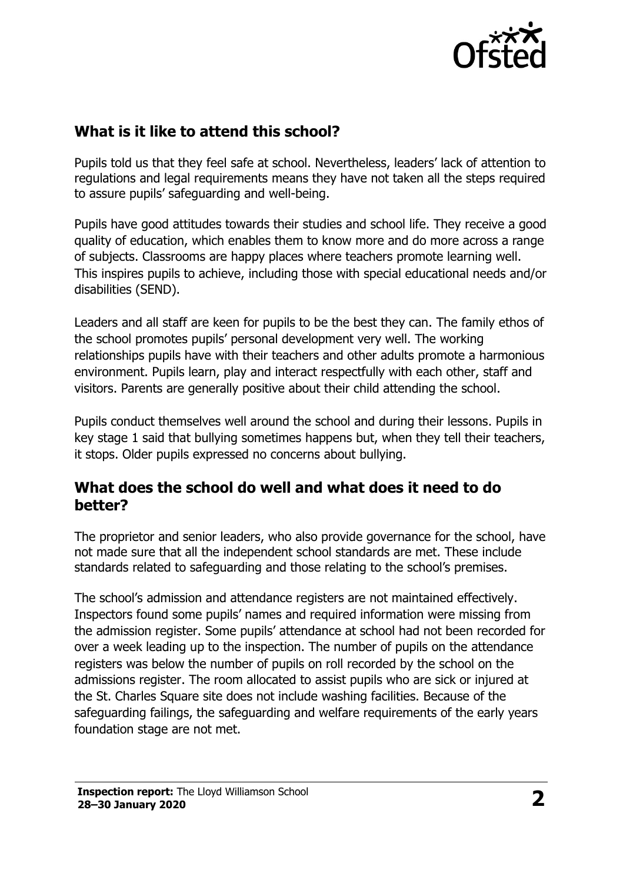## What is it like to attend this school?

Pupils told us that they feel safe at school. Nevertheless, leaders' lack of attention to regulations and legal requirements means they have not taken all the steps required to assure pupils' safeguarding and well-being.

Pupils have good attitudes towards their studies and school life. They receive a good quality of education, which enables them to know more and do more across a range of subjects. Classrooms are happy places where teachers promote learning well. This inspires pupils to achieve, including those with special educational needs and/or disabilities (SEND).

Leaders and all staff are keen for pupils to be the best they can. The family ethos of the school promotes pupils' personal development very well. The working relationships pupils have with their teachers and other adults promote a harmonious environment. Pupils learn, play and interact respectfully with each other, staff and visitors. Parents are generally positive about their child attending the school.

Pupils conduct themselves well around the school and during their lessons. Pupils in key stage 1 said that bullying sometimes happens but, when they tell their teachers, it stops. Older pupils expressed no concerns about bullying.

## What does the school do well and what does it need to do better?

The proprietor and senior leaders, who also provide governance for the school, have not made sure that all the independent school standards are met. These include standards related to safeguarding and those relating to the school's premises.

The school's admission and attendance registers are not maintained effectively. Inspectors found some pupils' names and required information were missing from the admission register. Some pupils' attendance at school had not been recorded for over a week leading up to the inspection. The number of pupils on the attendance registers was below the number of pupils on roll recorded by the school on the admissions register. The room allocated to assist pupils who are sick or injured at the St. Charles Square site does not include washing facilities. Because of the safeguarding failings, the safeguarding and welfare requirements of the early years foundation stage are not met.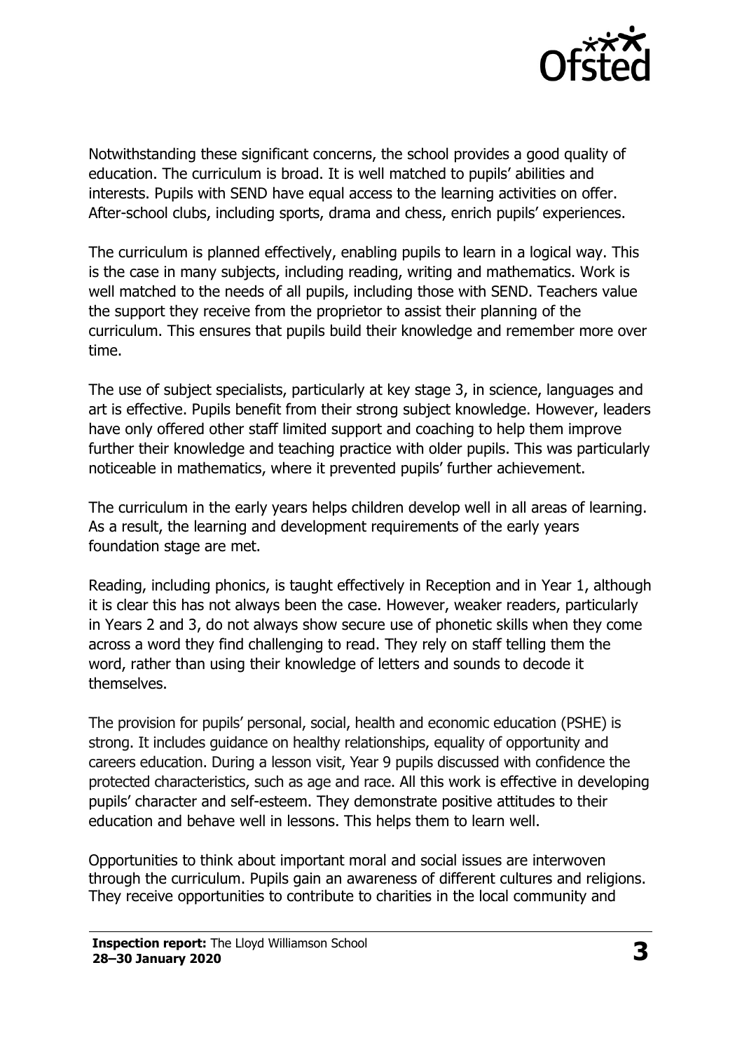Notwithstanding these significant concerns, the school provides a good quality of education. The curriculum is broad. It is well matched to pupils' abilities and interests. Pupils with SEND have equal access to the learning activities on offer. After-school clubs, including sports, drama and chess, enrich pupils' experiences.

The curriculum is planned effectively, enabling pupils to learn in a logical way. This is the case in many subjects, including reading, writing and mathematics. Work is well matched to the needs of all pupils, including those with SEND. Teachers value the support they receive from the proprietor to assist their planning of the curriculum. This ensures that pupils build their knowledge and remember more over time.

The use of subject specialists, particularly at key stage 3, in science, languages and art is effective. Pupils benefit from their strong subject knowledge. However, leaders have only offered other staff limited support and coaching to help them improve further their knowledge and teaching practice with older pupils. This was particularly noticeable in mathematics, where it prevented pupils' further achievement.

The curriculum in the early years helps children develop well in all areas of learning. As a result, the learning and development requirements of the early years foundation stage are met.

Reading, including phonics, is taught effectively in Reception and in Year 1, although it is clear this has not always been the case. However, weaker readers, particularly in Years 2 and 3, do not always show secure use of phonetic skills when they come across a word they find challenging to read. They rely on staff telling them the word, rather than using their knowledge of letters and sounds to decode it themselves.

The provision for pupils' personal, social, health and economic education (PSHE) is strong. It includes guidance on healthy relationships, equality of opportunity and careers education. During a lesson visit, Year 9 pupils discussed with confidence the protected characteristics, such as age and race. All this work is effective in developing pupils' character and self-esteem. They demonstrate positive attitudes to their education and behave well in lessons. This helps them to learn well.

Opportunities to think about important moral and social issues are interwoven through the curriculum. Pupils gain an awareness of different cultures and religions. They receive opportunities to contribute to charities in the local community and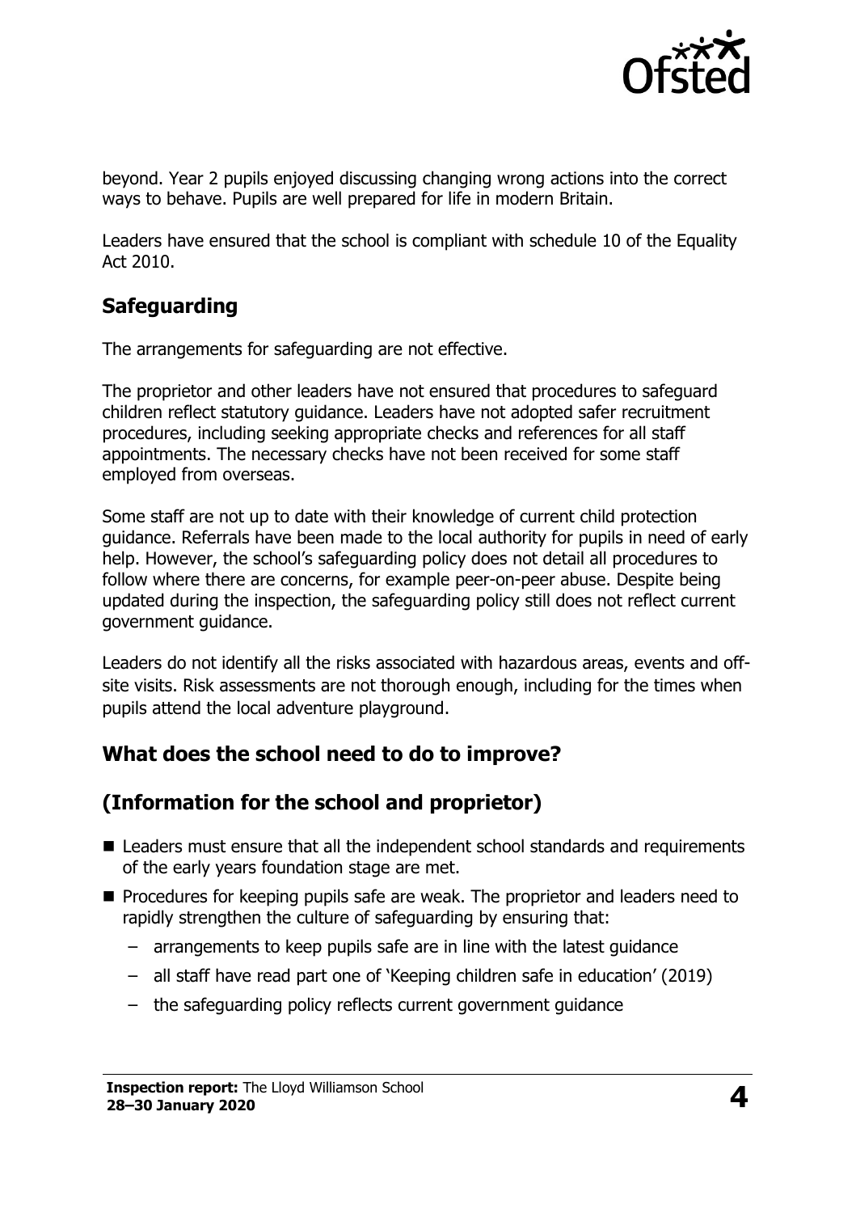beyond. Year 2 pupils enjoyed discussing changing wrong actions into the correct ways to behave. Pupils are well prepared for life in modern Britain.

Leaders have ensured that the school is compliant with schedule 10 of the Equality Act 2010.

## Safeguarding

The arrangements for safeguarding are not effective.

The proprietor and other leaders have not ensured that procedures to safeguard children reflect statutory guidance. Leaders have not adopted safer recruitment procedures, including seeking appropriate checks and references for all staff appointments. The necessary checks have not been received for some staff employed from overseas.

Some staff are not up to date with their knowledge of current child protection guidance. Referrals have been made to the local authority for pupils in need of early help. However, the school's safeguarding policy does not detail all procedures to follow where there are concerns, for example peer-on-peer abuse. Despite being updated during the inspection, the safeguarding policy still does not reflect current government guidance.

Leaders do not identify all the risks associated with hazardous areas, events and off-site visits. Risk assessments are not thorough enough, including for the times when pupils attend the local adventure playground.

## What does the school need to do to improve?

## (Information for the school and proprietor)

- Leaders must ensure that all the independent school standards and requirements of the early years foundation stage are met.
- Procedures for keeping pupils safe are weak. The proprietor and leaders need to rapidly strengthen the culture of safeguarding by ensuring that:
  - arrangements to keep pupils safe are in line with the latest guidance
  - all staff have read part one of 'Keeping children safe in education' (2019)
  - the safeguarding policy reflects current government guidance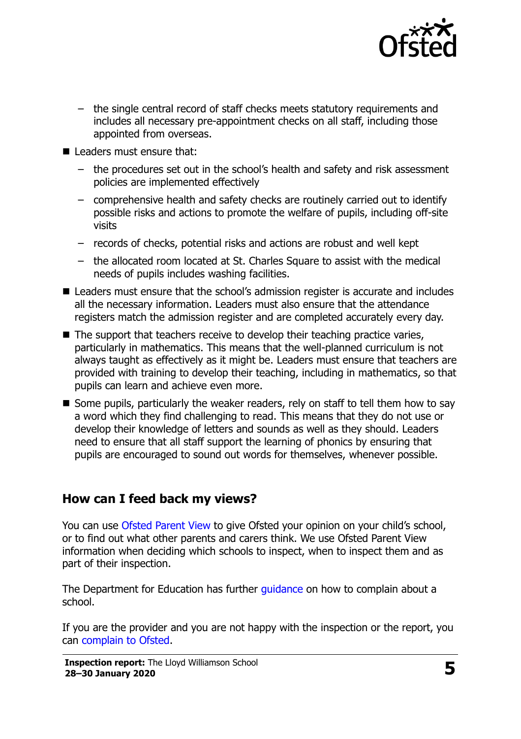- the single central record of staff checks meets statutory requirements and includes all necessary pre-appointment checks on all staff, including those appointed from overseas.

- Leaders must ensure that:
  - the procedures set out in the school's health and safety and risk assessment policies are implemented effectively
  - comprehensive health and safety checks are routinely carried out to identify possible risks and actions to promote the welfare of pupils, including off-site visits
  - records of checks, potential risks and actions are robust and well kept
  - the allocated room located at St. Charles Square to assist with the medical needs of pupils includes washing facilities.
- Leaders must ensure that the school's admission register is accurate and includes all the necessary information. Leaders must also ensure that the attendance registers match the admission register and are completed accurately every day.
- The support that teachers receive to develop their teaching practice varies, particularly in mathematics. This means that the well-planned curriculum is not always taught as effectively as it might be. Leaders must ensure that teachers are provided with training to develop their teaching, including in mathematics, so that pupils can learn and achieve even more.
- Some pupils, particularly the weaker readers, rely on staff to tell them how to say a word which they find challenging to read. This means that they do not use or develop their knowledge of letters and sounds as well as they should. Leaders need to ensure that all staff support the learning of phonics by ensuring that pupils are encouraged to sound out words for themselves, whenever possible.

## How can I feed back my views?

You can use Ofsted Parent View to give Ofsted your opinion on your child's school, or to find out what other parents and carers think. We use Ofsted Parent View information when deciding which schools to inspect, when to inspect them and as part of their inspection.

The Department for Education has further guidance on how to complain about a school.

If you are the provider and you are not happy with the inspection or the report, you can complain to Ofsted.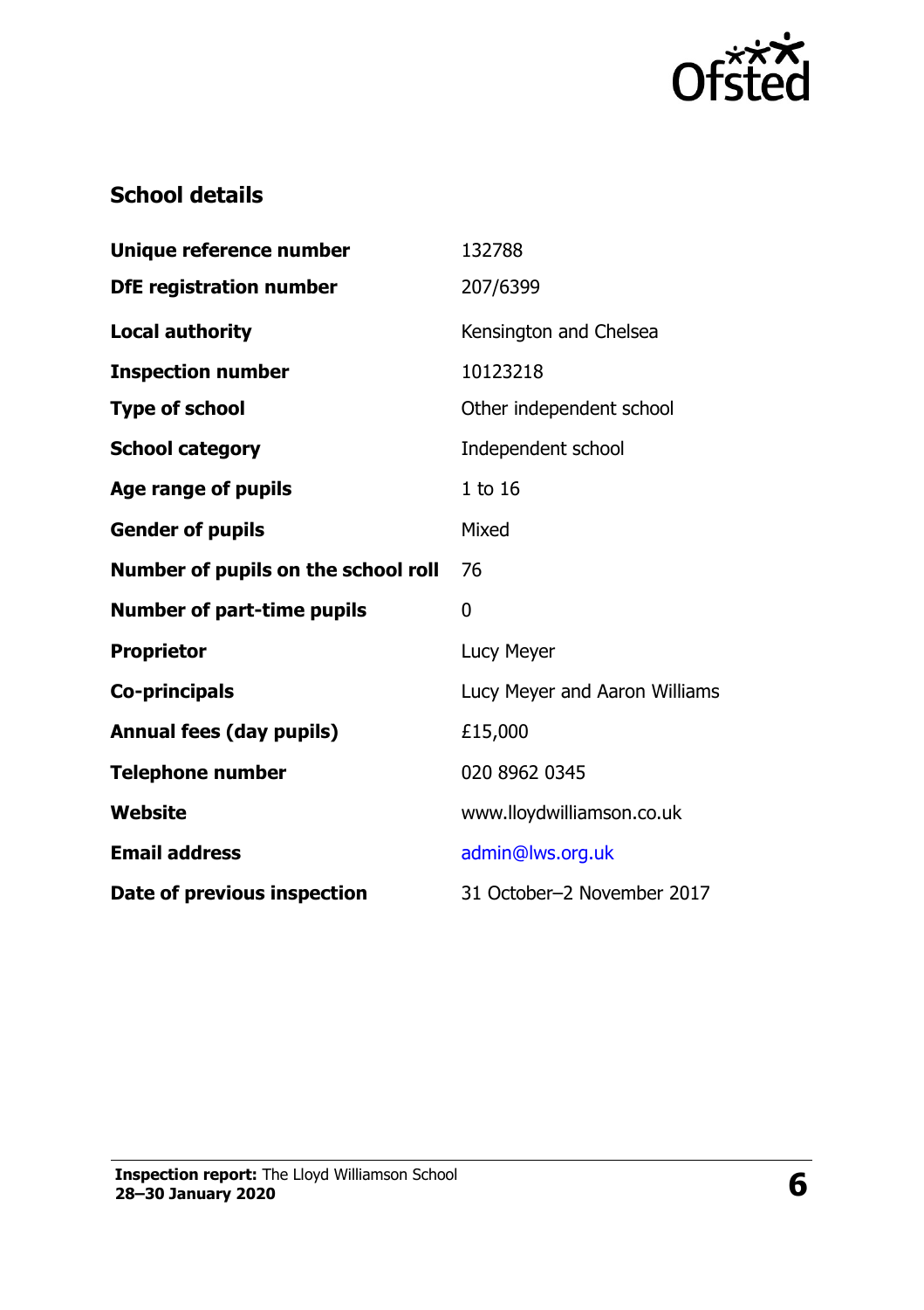## School details

| | |
|---|---|
| **Unique reference number** | 132788 |
| **DfE registration number** | 207/6399 |
| **Local authority** | Kensington and Chelsea |
| **Inspection number** | 10123218 |
| **Type of school** | Other independent school |
| **School category** | Independent school |
| **Age range of pupils** | 1 to 16 |
| **Gender of pupils** | Mixed |
| **Number of pupils on the school roll** | 76 |
| **Number of part-time pupils** | 0 |
| **Proprietor** | Lucy Meyer |
| **Co-principals** | Lucy Meyer and Aaron Williams |
| **Annual fees (day pupils)** | £15,000 |
| **Telephone number** | 020 8962 0345 |
| **Website** | www.lloydwilliamson.co.uk |
| **Email address** | admin@lws.org.uk |
| **Date of previous inspection** | 31 October–2 November 2017 |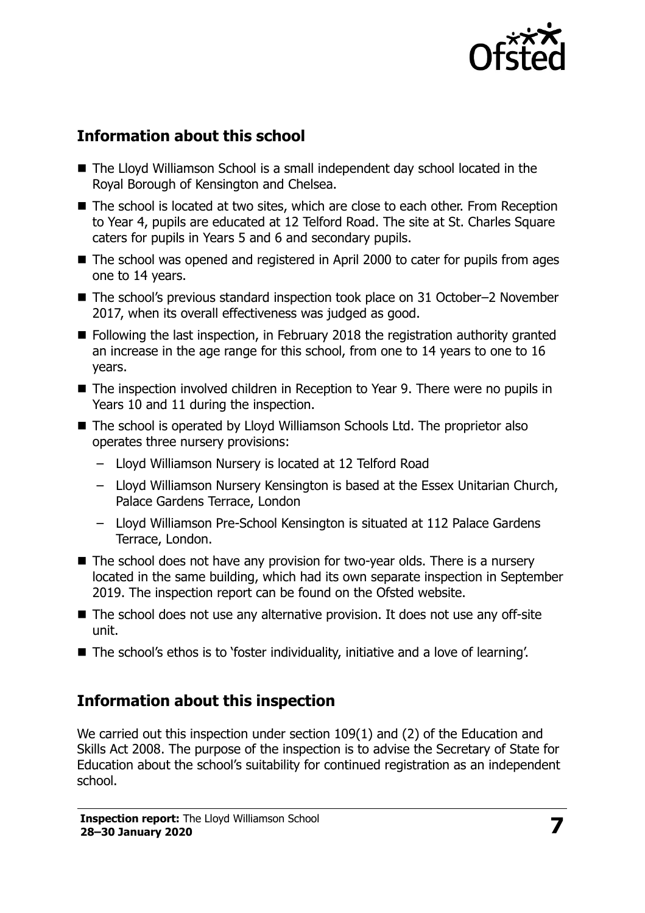## Information about this school

- The Lloyd Williamson School is a small independent day school located in the Royal Borough of Kensington and Chelsea.
- The school is located at two sites, which are close to each other. From Reception to Year 4, pupils are educated at 12 Telford Road. The site at St. Charles Square caters for pupils in Years 5 and 6 and secondary pupils.
- The school was opened and registered in April 2000 to cater for pupils from ages one to 14 years.
- The school's previous standard inspection took place on 31 October–2 November 2017, when its overall effectiveness was judged as good.
- Following the last inspection, in February 2018 the registration authority granted an increase in the age range for this school, from one to 14 years to one to 16 years.
- The inspection involved children in Reception to Year 9. There were no pupils in Years 10 and 11 during the inspection.
- The school is operated by Lloyd Williamson Schools Ltd. The proprietor also operates three nursery provisions:
  - Lloyd Williamson Nursery is located at 12 Telford Road
  - Lloyd Williamson Nursery Kensington is based at the Essex Unitarian Church, Palace Gardens Terrace, London
  - Lloyd Williamson Pre-School Kensington is situated at 112 Palace Gardens Terrace, London.
- The school does not have any provision for two-year olds. There is a nursery located in the same building, which had its own separate inspection in September 2019. The inspection report can be found on the Ofsted website.
- The school does not use any alternative provision. It does not use any off-site unit.
- The school's ethos is to 'foster individuality, initiative and a love of learning'.

## Information about this inspection

We carried out this inspection under section 109(1) and (2) of the Education and Skills Act 2008. The purpose of the inspection is to advise the Secretary of State for Education about the school's suitability for continued registration as an independent school.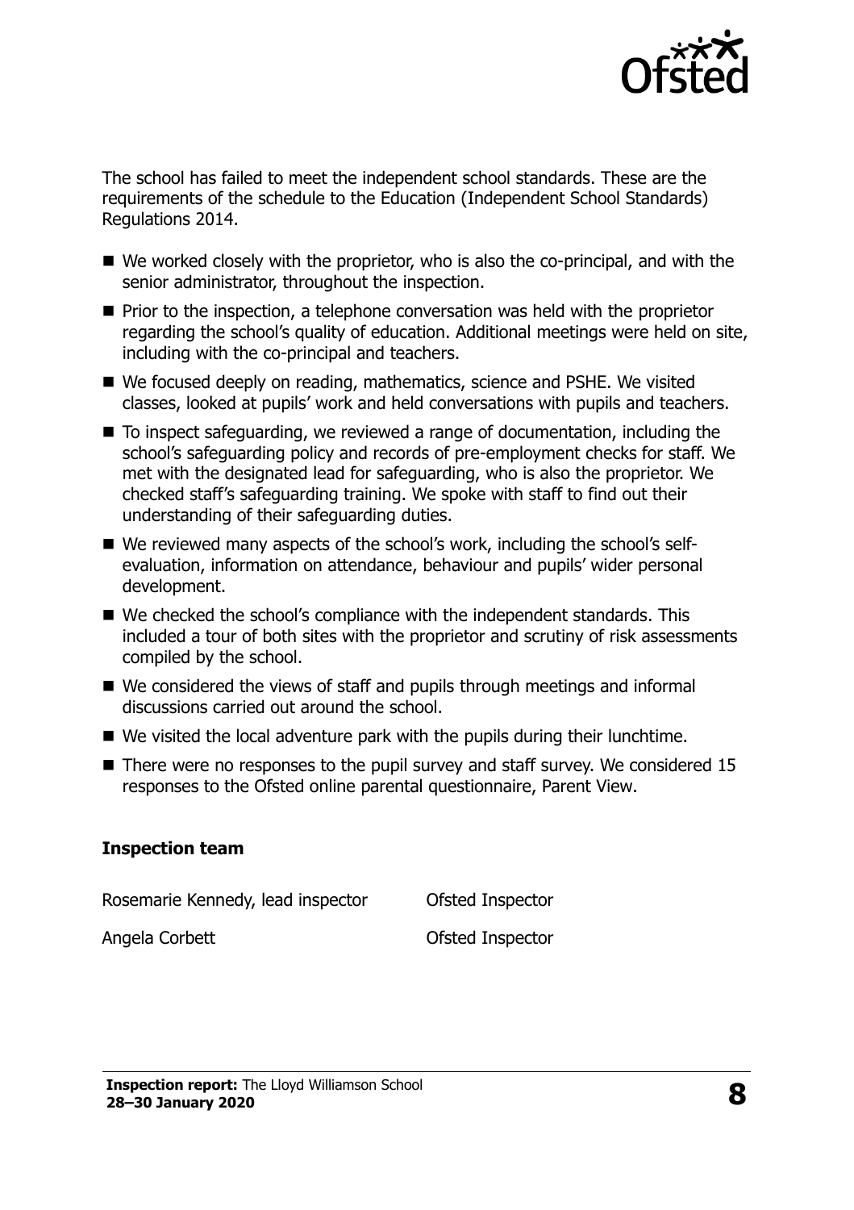The school has failed to meet the independent school standards. These are the requirements of the schedule to the Education (Independent School Standards) Regulations 2014.

- We worked closely with the proprietor, who is also the co-principal, and with the senior administrator, throughout the inspection.
- Prior to the inspection, a telephone conversation was held with the proprietor regarding the school's quality of education. Additional meetings were held on site, including with the co-principal and teachers.
- We focused deeply on reading, mathematics, science and PSHE. We visited classes, looked at pupils' work and held conversations with pupils and teachers.
- To inspect safeguarding, we reviewed a range of documentation, including the school's safeguarding policy and records of pre-employment checks for staff. We met with the designated lead for safeguarding, who is also the proprietor. We checked staff's safeguarding training. We spoke with staff to find out their understanding of their safeguarding duties.
- We reviewed many aspects of the school's work, including the school's self-evaluation, information on attendance, behaviour and pupils' wider personal development.
- We checked the school's compliance with the independent standards. This included a tour of both sites with the proprietor and scrutiny of risk assessments compiled by the school.
- We considered the views of staff and pupils through meetings and informal discussions carried out around the school.
- We visited the local adventure park with the pupils during their lunchtime.
- There were no responses to the pupil survey and staff survey. We considered 15 responses to the Ofsted online parental questionnaire, Parent View.

### Inspection team

| | |
|---|---|
| Rosemarie Kennedy, lead inspector | Ofsted Inspector |
| Angela Corbett | Ofsted Inspector |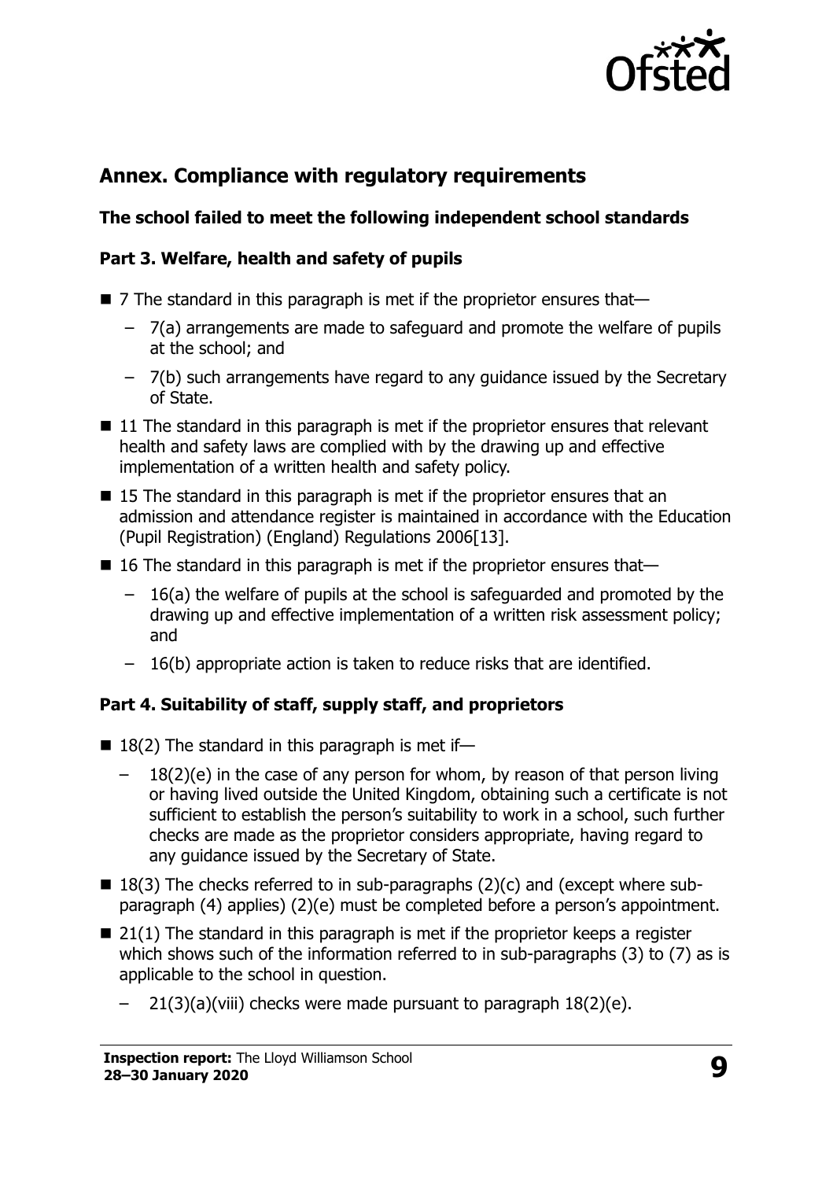## Annex. Compliance with regulatory requirements

### The school failed to meet the following independent school standards

#### Part 3. Welfare, health and safety of pupils

- 7 The standard in this paragraph is met if the proprietor ensures that—
  - 7(a) arrangements are made to safeguard and promote the welfare of pupils at the school; and
  - 7(b) such arrangements have regard to any guidance issued by the Secretary of State.
- 11 The standard in this paragraph is met if the proprietor ensures that relevant health and safety laws are complied with by the drawing up and effective implementation of a written health and safety policy.
- 15 The standard in this paragraph is met if the proprietor ensures that an admission and attendance register is maintained in accordance with the Education (Pupil Registration) (England) Regulations 2006[13].
- 16 The standard in this paragraph is met if the proprietor ensures that—
  - 16(a) the welfare of pupils at the school is safeguarded and promoted by the drawing up and effective implementation of a written risk assessment policy; and
  - 16(b) appropriate action is taken to reduce risks that are identified.

#### Part 4. Suitability of staff, supply staff, and proprietors

- 18(2) The standard in this paragraph is met if—
  - 18(2)(e) in the case of any person for whom, by reason of that person living or having lived outside the United Kingdom, obtaining such a certificate is not sufficient to establish the person's suitability to work in a school, such further checks are made as the proprietor considers appropriate, having regard to any guidance issued by the Secretary of State.
- 18(3) The checks referred to in sub-paragraphs (2)(c) and (except where sub-paragraph (4) applies) (2)(e) must be completed before a person's appointment.
- 21(1) The standard in this paragraph is met if the proprietor keeps a register which shows such of the information referred to in sub-paragraphs (3) to (7) as is applicable to the school in question.
  - 21(3)(a)(viii) checks were made pursuant to paragraph 18(2)(e).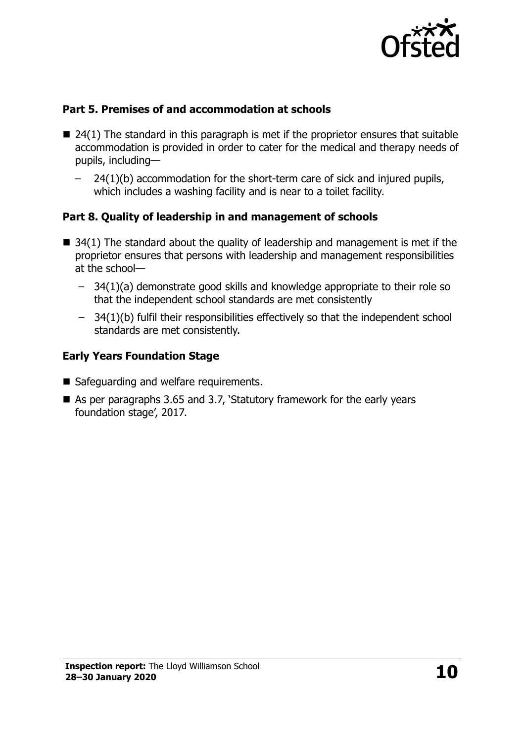### Part 5. Premises of and accommodation at schools

- 24(1) The standard in this paragraph is met if the proprietor ensures that suitable accommodation is provided in order to cater for the medical and therapy needs of pupils, including—
  - 24(1)(b) accommodation for the short-term care of sick and injured pupils, which includes a washing facility and is near to a toilet facility.

### Part 8. Quality of leadership in and management of schools

- 34(1) The standard about the quality of leadership and management is met if the proprietor ensures that persons with leadership and management responsibilities at the school—
  - 34(1)(a) demonstrate good skills and knowledge appropriate to their role so that the independent school standards are met consistently
  - 34(1)(b) fulfil their responsibilities effectively so that the independent school standards are met consistently.

### Early Years Foundation Stage

- Safeguarding and welfare requirements.
- As per paragraphs 3.65 and 3.7, 'Statutory framework for the early years foundation stage', 2017.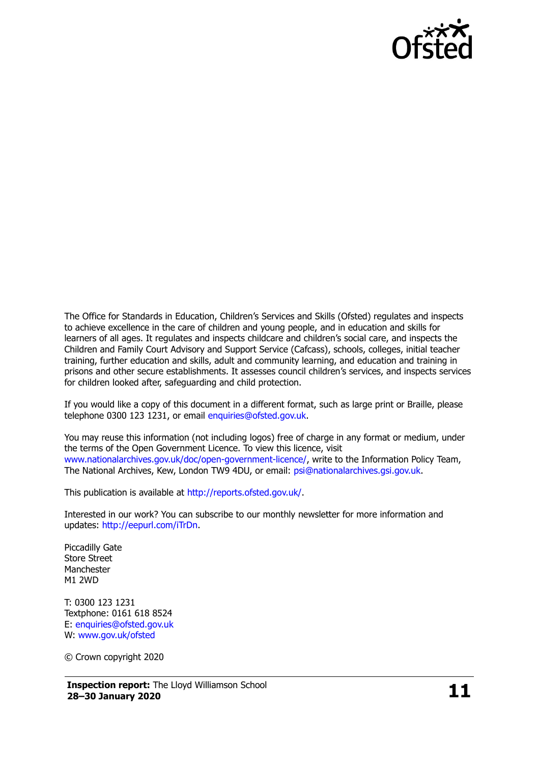The Office for Standards in Education, Children's Services and Skills (Ofsted) regulates and inspects to achieve excellence in the care of children and young people, and in education and skills for learners of all ages. It regulates and inspects childcare and children's social care, and inspects the Children and Family Court Advisory and Support Service (Cafcass), schools, colleges, initial teacher training, further education and skills, adult and community learning, and education and training in prisons and other secure establishments. It assesses council children's services, and inspects services for children looked after, safeguarding and child protection.

If you would like a copy of this document in a different format, such as large print or Braille, please telephone 0300 123 1231, or email enquiries@ofsted.gov.uk.

You may reuse this information (not including logos) free of charge in any format or medium, under the terms of the Open Government Licence. To view this licence, visit www.nationalarchives.gov.uk/doc/open-government-licence/, write to the Information Policy Team, The National Archives, Kew, London TW9 4DU, or email: psi@nationalarchives.gsi.gov.uk.

This publication is available at http://reports.ofsted.gov.uk/.

Interested in our work? You can subscribe to our monthly newsletter for more information and updates: http://eepurl.com/iTrDn.

Piccadilly Gate
Store Street
Manchester
M1 2WD

T: 0300 123 1231
Textphone: 0161 618 8524
E: enquiries@ofsted.gov.uk
W: www.gov.uk/ofsted

© Crown copyright 2020